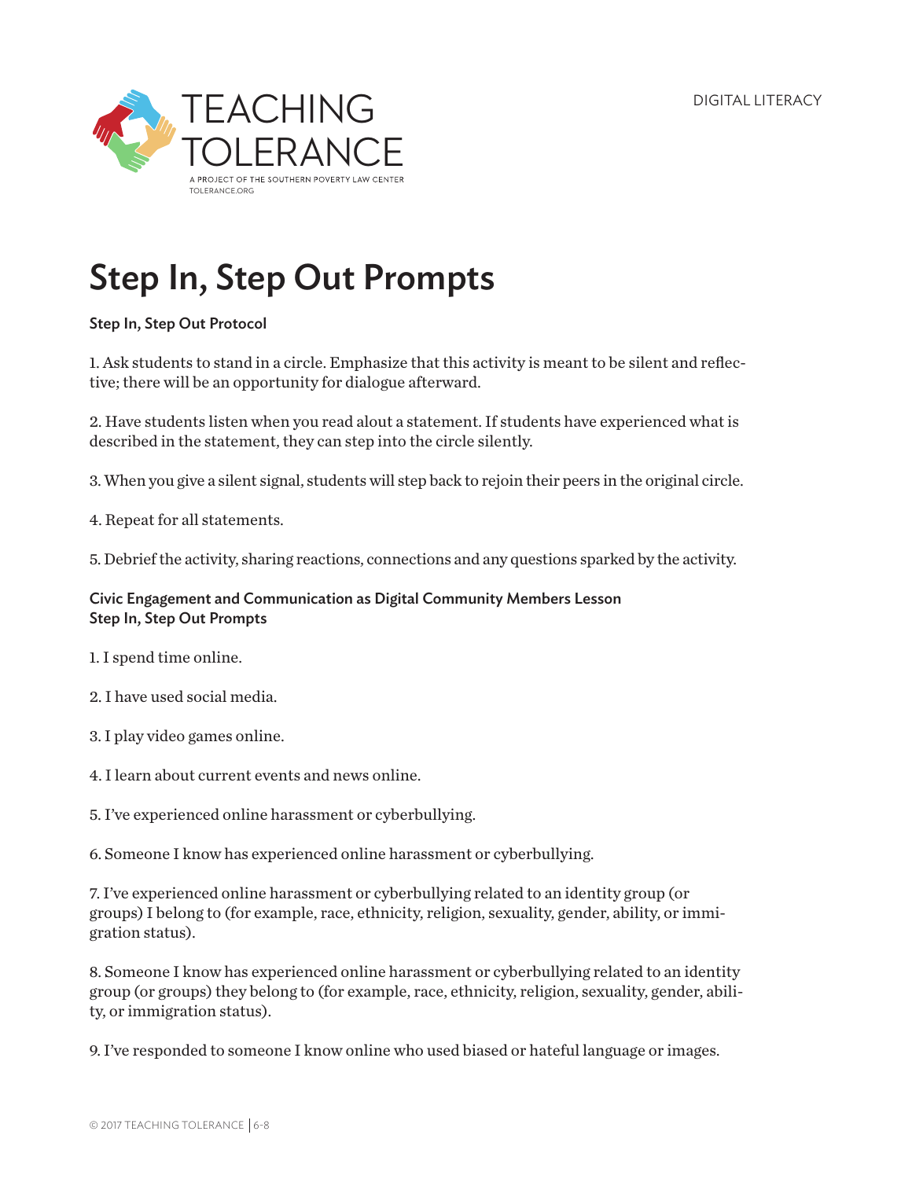TEACHING TOLERANCE

A PROJECT OF THE SOUTHERN POVERTY LAW CENTER
TOLERANCE.ORG

DIGITAL LITERACY

# Step In, Step Out Prompts

**Step In, Step Out Protocol**

1. Ask students to stand in a circle. Emphasize that this activity is meant to be silent and reflective; there will be an opportunity for dialogue afterward.

2. Have students listen when you read alout a statement. If students have experienced what is described in the statement, they can step into the circle silently.

3. When you give a silent signal, students will step back to rejoin their peers in the original circle.

4. Repeat for all statements.

5. Debrief the activity, sharing reactions, connections and any questions sparked by the activity.

**Civic Engagement and Communication as Digital Community Members Lesson**
**Step In, Step Out Prompts**

1. I spend time online.

2. I have used social media.

3. I play video games online.

4. I learn about current events and news online.

5. I've experienced online harassment or cyberbullying.

6. Someone I know has experienced online harassment or cyberbullying.

7. I've experienced online harassment or cyberbullying related to an identity group (or groups) I belong to (for example, race, ethnicity, religion, sexuality, gender, ability, or immigration status).

8. Someone I know has experienced online harassment or cyberbullying related to an identity group (or groups) they belong to (for example, race, ethnicity, religion, sexuality, gender, ability, or immigration status).

9. I've responded to someone I know online who used biased or hateful language or images.

© 2017 TEACHING TOLERANCE | 6-8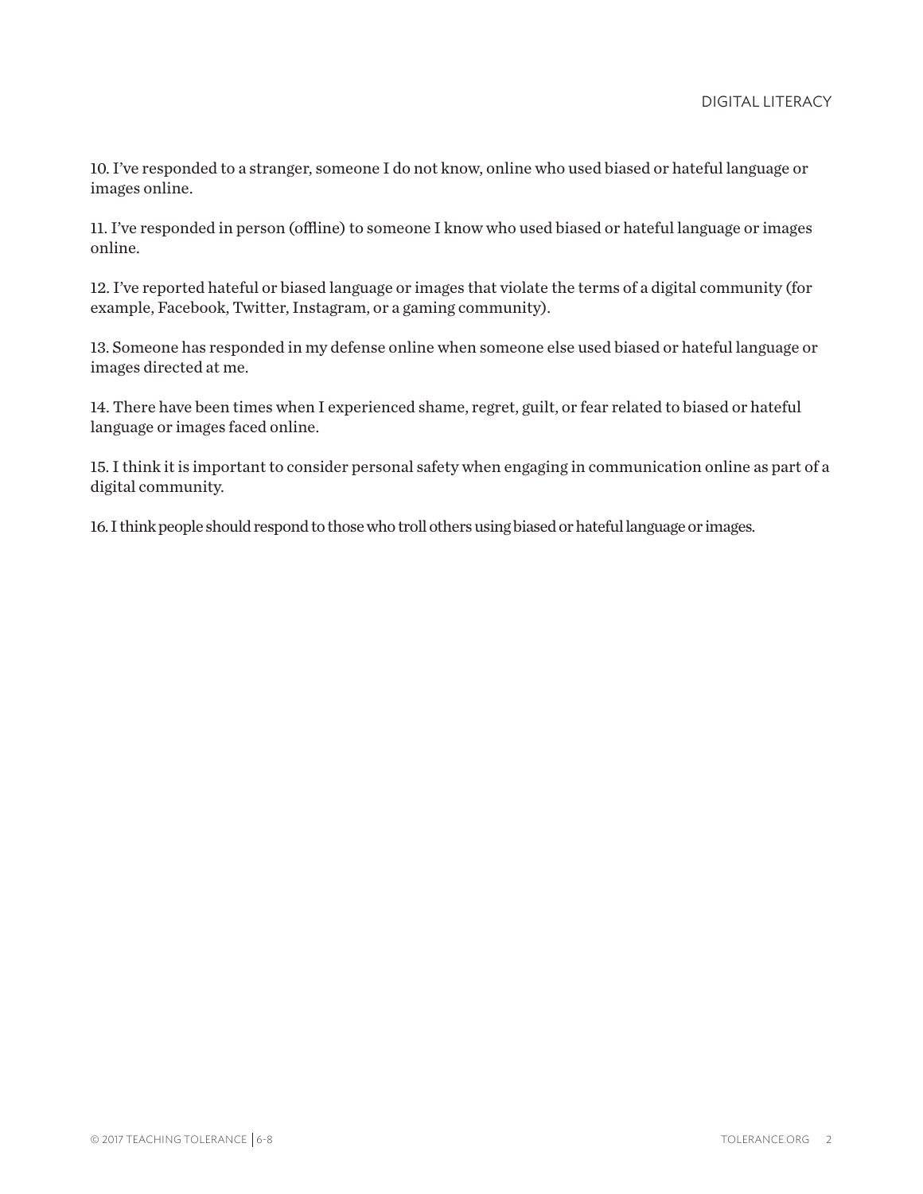10. I've responded to a stranger, someone I do not know, online who used biased or hateful language or images online.

11. I've responded in person (offline) to someone I know who used biased or hateful language or images online.

12. I've reported hateful or biased language or images that violate the terms of a digital community (for example, Facebook, Twitter, Instagram, or a gaming community).

13. Someone has responded in my defense online when someone else used biased or hateful language or images directed at me.

14. There have been times when I experienced shame, regret, guilt, or fear related to biased or hateful language or images faced online.

15. I think it is important to consider personal safety when engaging in communication online as part of a digital community.

16. I think people should respond to those who troll others using biased or hateful language or images.